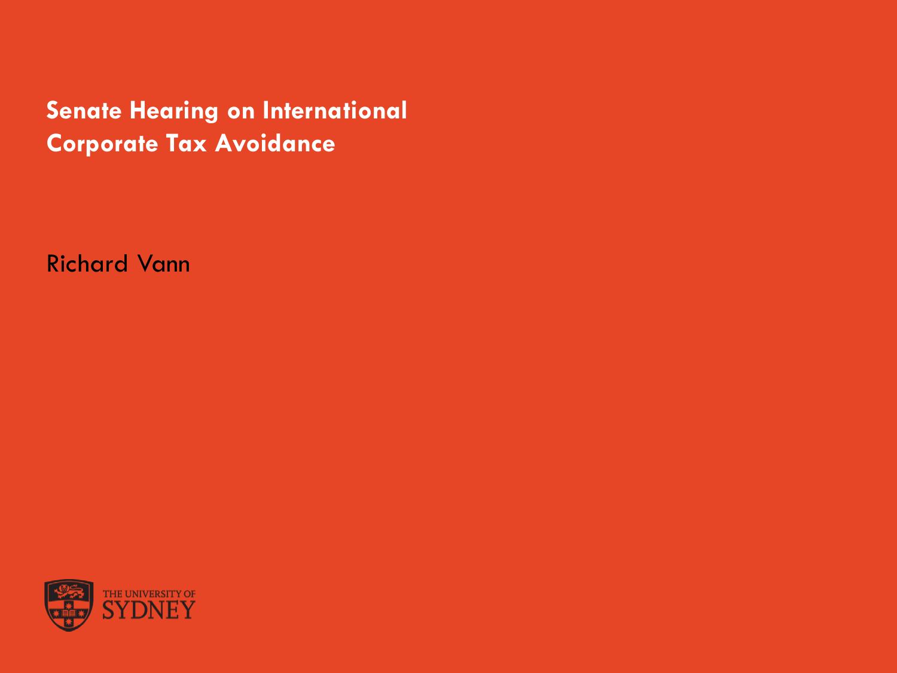# Senate Hearing on International Corporate Tax Avoidance

Richard Vann

THE UNIVERSITY OF SYDNEY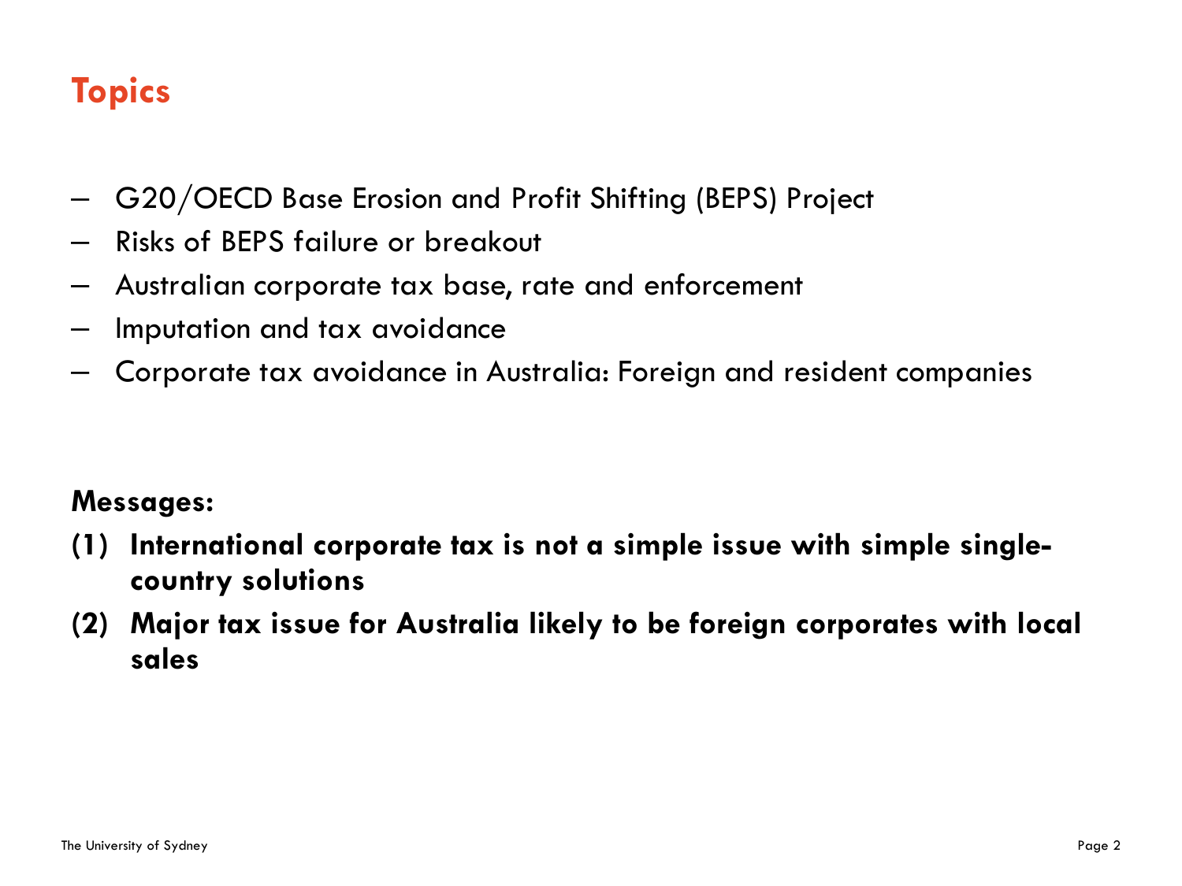## Topics

- G20/OECD Base Erosion and Profit Shifting (BEPS) Project
- Risks of BEPS failure or breakout
- Australian corporate tax base, rate and enforcement
- Imputation and tax avoidance
- Corporate tax avoidance in Australia: Foreign and resident companies

**Messages:**

**(1) International corporate tax is not a simple issue with simple single-country solutions**

**(2) Major tax issue for Australia likely to be foreign corporates with local sales**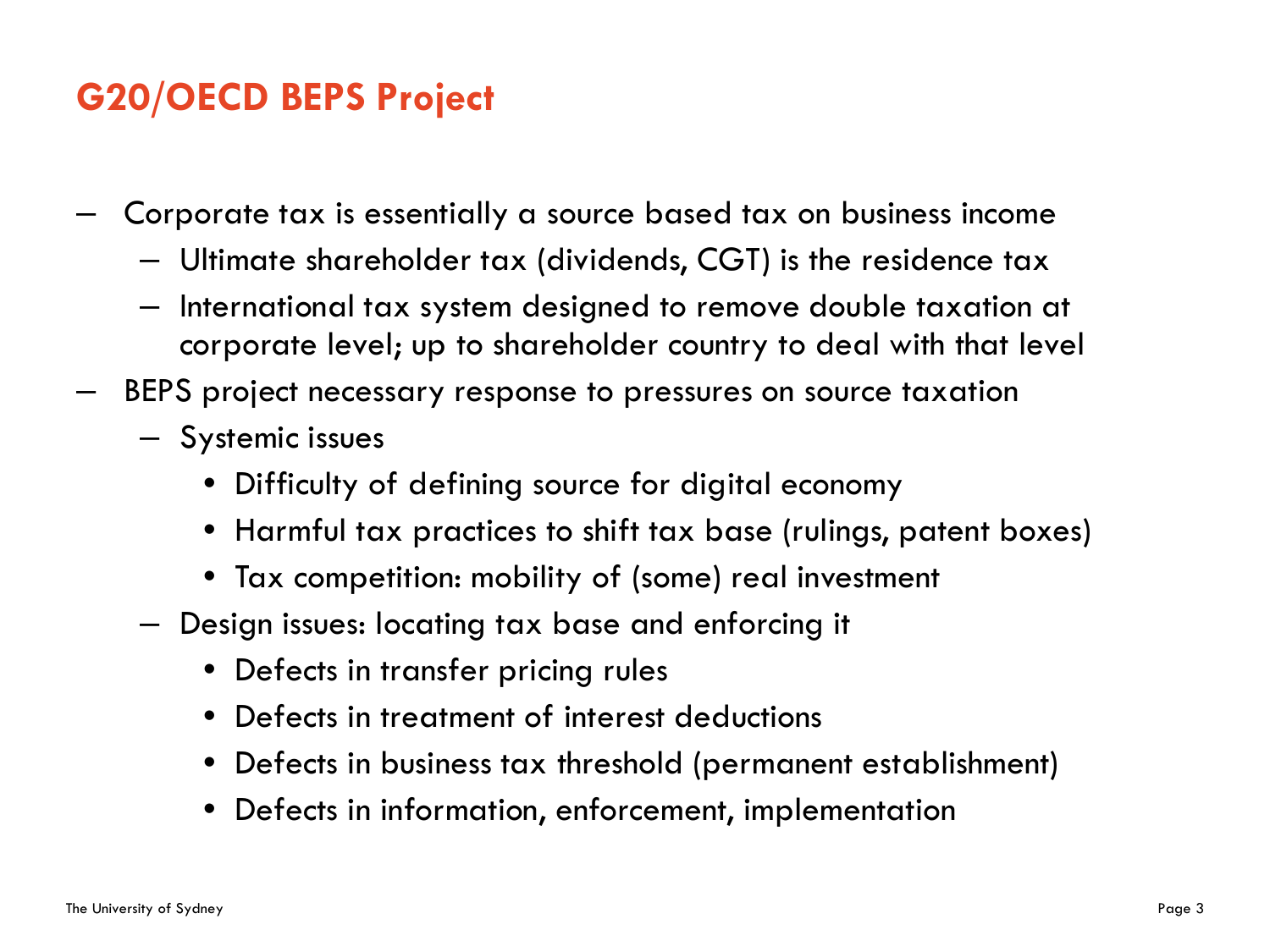## G20/OECD BEPS Project

- Corporate tax is essentially a source based tax on business income
  - Ultimate shareholder tax (dividends, CGT) is the residence tax
  - International tax system designed to remove double taxation at corporate level; up to shareholder country to deal with that level
- BEPS project necessary response to pressures on source taxation
  - Systemic issues
    - Difficulty of defining source for digital economy
    - Harmful tax practices to shift tax base (rulings, patent boxes)
    - Tax competition: mobility of (some) real investment
  - Design issues: locating tax base and enforcing it
    - Defects in transfer pricing rules
    - Defects in treatment of interest deductions
    - Defects in business tax threshold (permanent establishment)
    - Defects in information, enforcement, implementation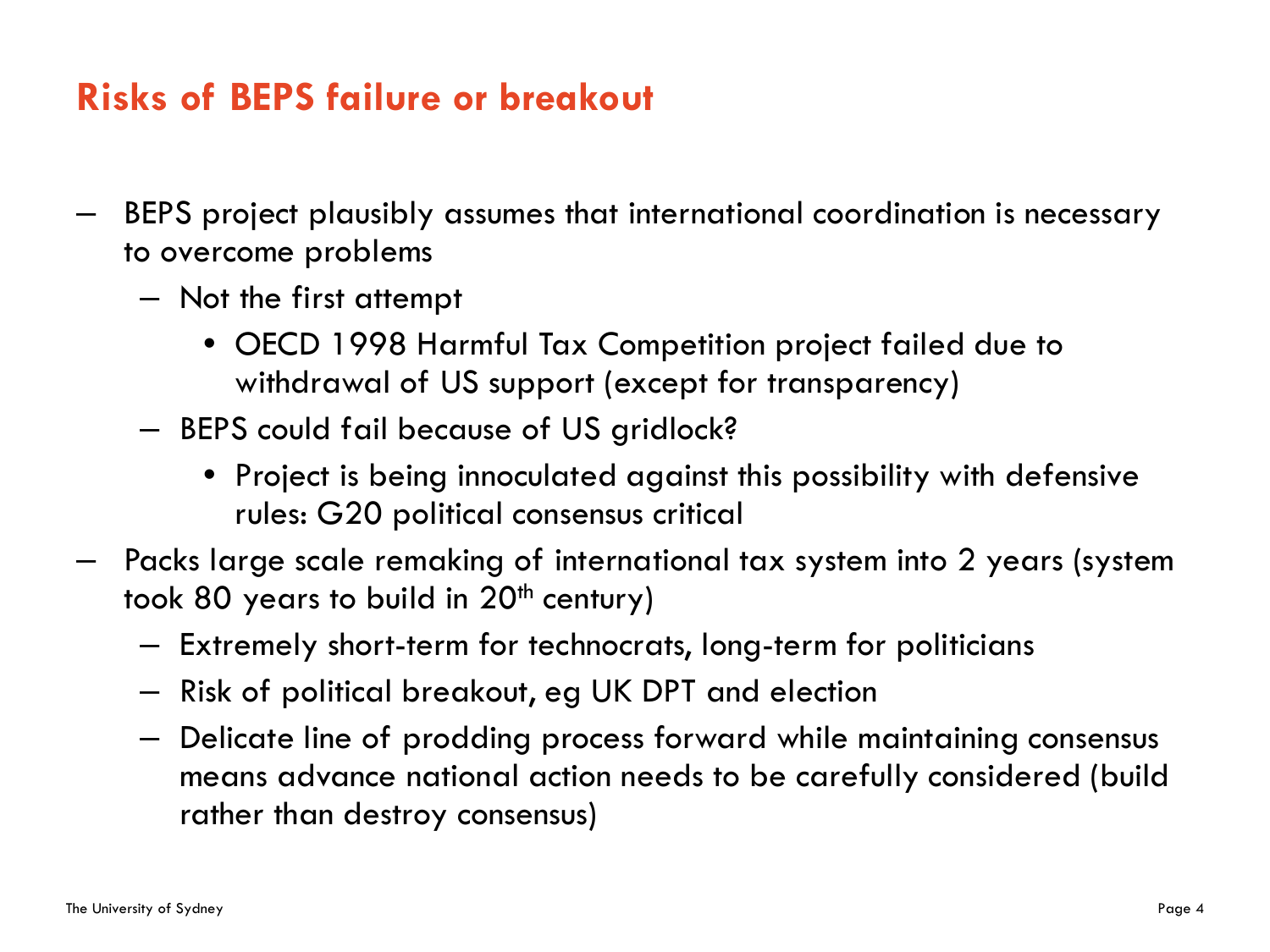## Risks of BEPS failure or breakout

- BEPS project plausibly assumes that international coordination is necessary to overcome problems
  - Not the first attempt
    - OECD 1998 Harmful Tax Competition project failed due to withdrawal of US support (except for transparency)
  - BEPS could fail because of US gridlock?
    - Project is being innoculated against this possibility with defensive rules: G20 political consensus critical
- Packs large scale remaking of international tax system into 2 years (system took 80 years to build in 20th century)
  - Extremely short-term for technocrats, long-term for politicians
  - Risk of political breakout, eg UK DPT and election
  - Delicate line of prodding process forward while maintaining consensus means advance national action needs to be carefully considered (build rather than destroy consensus)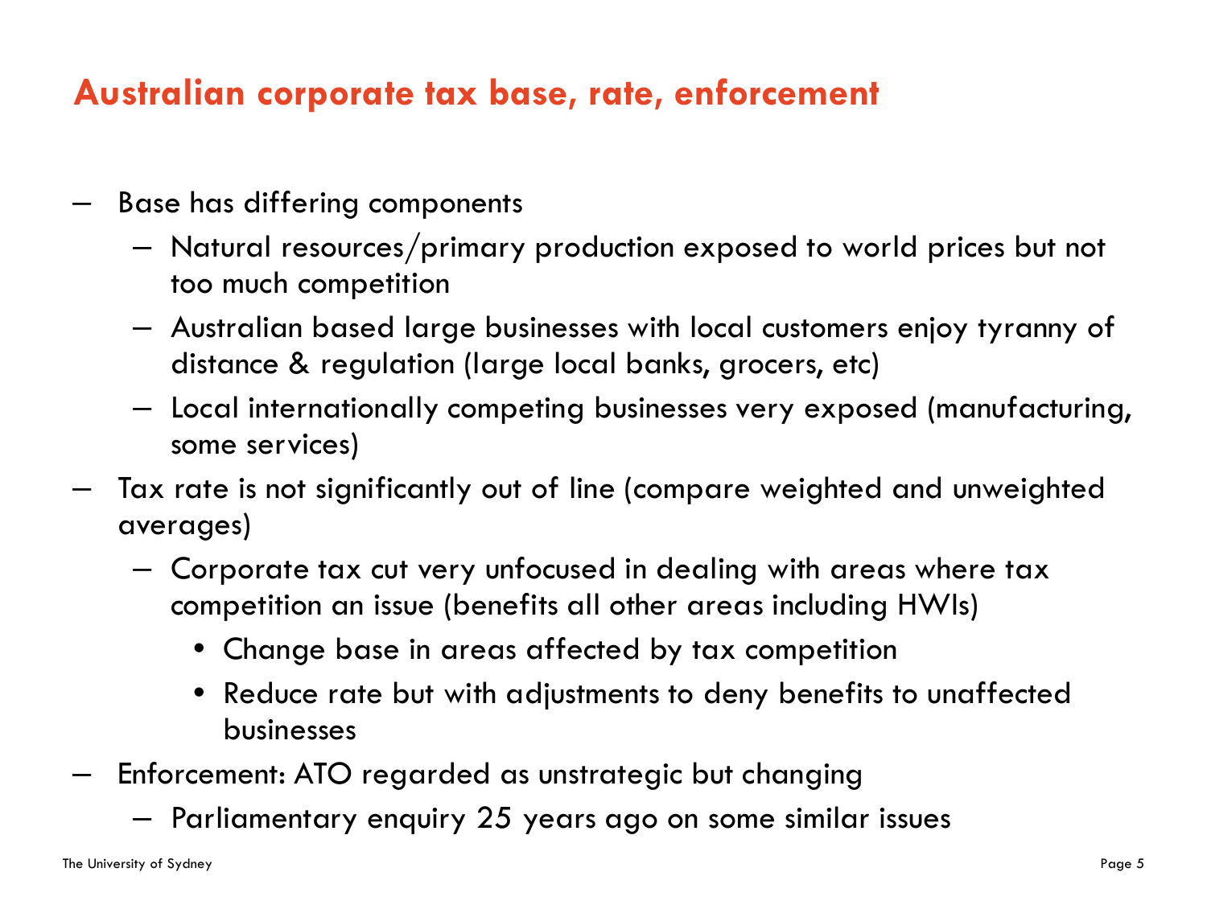## Australian corporate tax base, rate, enforcement

- Base has differing components
  - Natural resources/primary production exposed to world prices but not too much competition
  - Australian based large businesses with local customers enjoy tyranny of distance & regulation (large local banks, grocers, etc)
  - Local internationally competing businesses very exposed (manufacturing, some services)
- Tax rate is not significantly out of line (compare weighted and unweighted averages)
  - Corporate tax cut very unfocused in dealing with areas where tax competition an issue (benefits all other areas including HWIs)
    - Change base in areas affected by tax competition
    - Reduce rate but with adjustments to deny benefits to unaffected businesses
- Enforcement: ATO regarded as unstrategic but changing
  - Parliamentary enquiry 25 years ago on some similar issues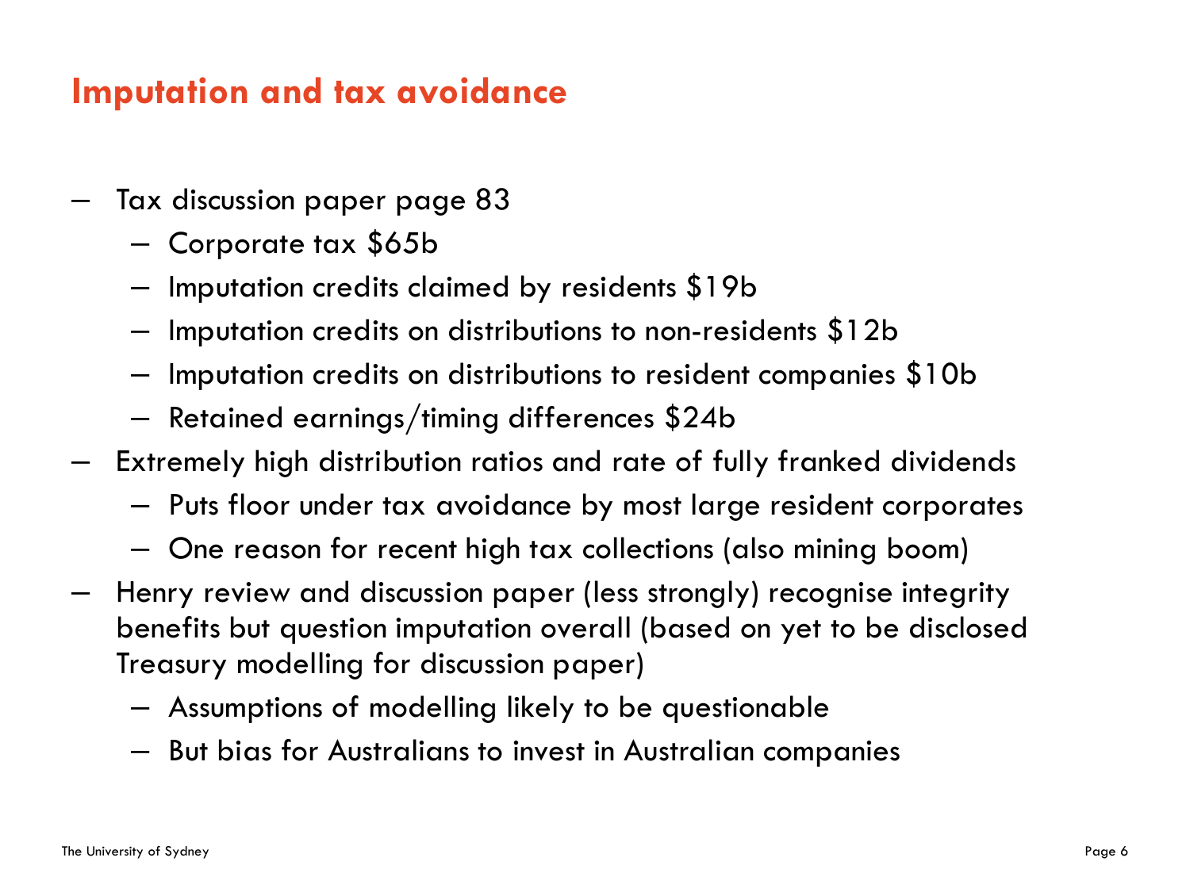## Imputation and tax avoidance

- Tax discussion paper page 83
  - Corporate tax $65b
  - Imputation credits claimed by residents $19b
  - Imputation credits on distributions to non-residents $12b
  - Imputation credits on distributions to resident companies $10b
  - Retained earnings/timing differences $24b
- Extremely high distribution ratios and rate of fully franked dividends
  - Puts floor under tax avoidance by most large resident corporates
  - One reason for recent high tax collections (also mining boom)
- Henry review and discussion paper (less strongly) recognise integrity benefits but question imputation overall (based on yet to be disclosed Treasury modelling for discussion paper)
  - Assumptions of modelling likely to be questionable
  - But bias for Australians to invest in Australian companies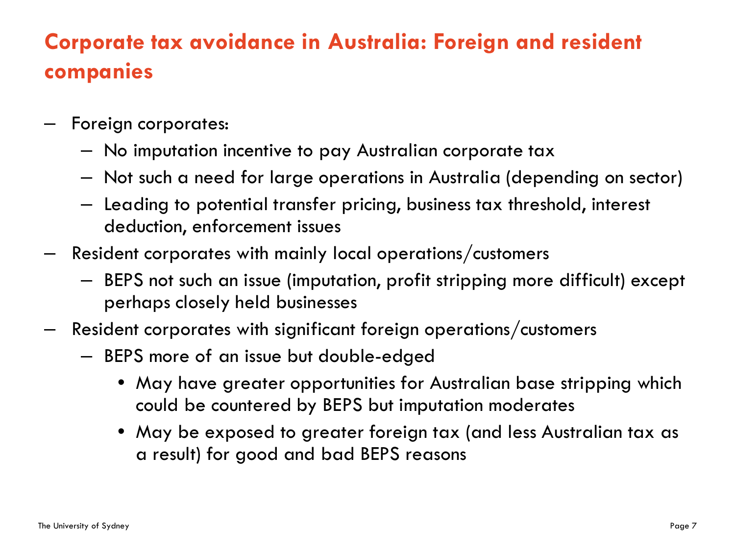# Corporate tax avoidance in Australia: Foreign and resident companies

- Foreign corporates:
  - No imputation incentive to pay Australian corporate tax
  - Not such a need for large operations in Australia (depending on sector)
  - Leading to potential transfer pricing, business tax threshold, interest deduction, enforcement issues
- Resident corporates with mainly local operations/customers
  - BEPS not such an issue (imputation, profit stripping more difficult) except perhaps closely held businesses
- Resident corporates with significant foreign operations/customers
  - BEPS more of an issue but double-edged
    - May have greater opportunities for Australian base stripping which could be countered by BEPS but imputation moderates
    - May be exposed to greater foreign tax (and less Australian tax as a result) for good and bad BEPS reasons